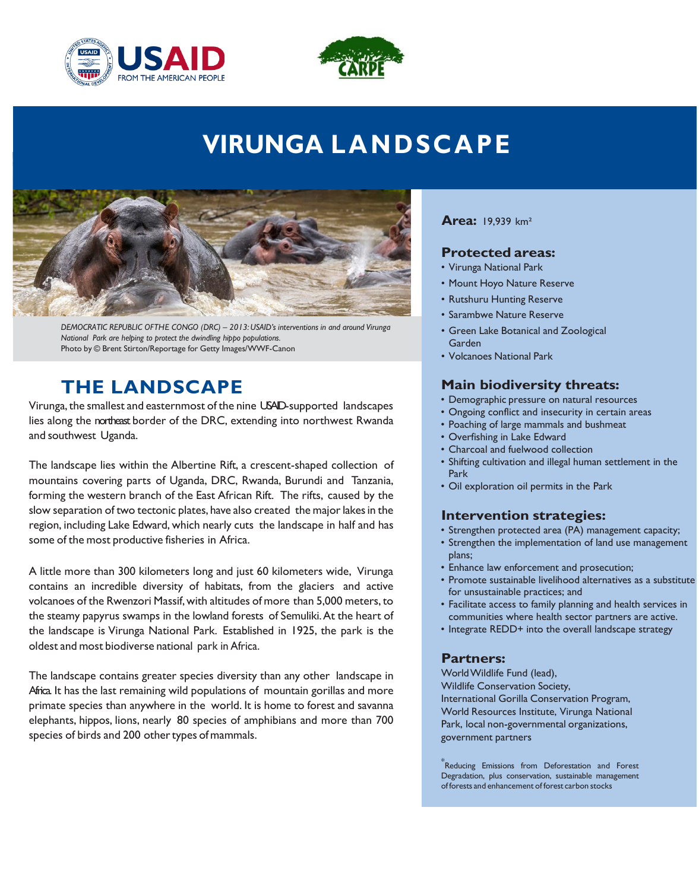# VIRUNGA LANDSCAPE

*DEMOCRATIC REPUBLIC OFTHE CONGO (DRC) – 2013: USAID's interventions in and around Virunga National Park are helping to protect the dwindling hippo populations.*
Photo by © Brent Stirton/Reportage for Getty Images/WWF-Canon

## THE LANDSCAPE

Virunga, the smallest and easternmost of the nine USAID-supported landscapes lies along the northeast border of the DRC, extending into northwest Rwanda and southwest Uganda.

The landscape lies within the Albertine Rift, a crescent-shaped collection of mountains covering parts of Uganda, DRC, Rwanda, Burundi and Tanzania, forming the western branch of the East African Rift. The rifts, caused by the slow separation of two tectonic plates, have also created the major lakes in the region, including Lake Edward, which nearly cuts the landscape in half and has some of the most productive fisheries in Africa.

A little more than 300 kilometers long and just 60 kilometers wide, Virunga contains an incredible diversity of habitats, from the glaciers and active volcanoes of the Rwenzori Massif, with altitudes of more than 5,000 meters, to the steamy papyrus swamps in the lowland forests of Semuliki. At the heart of the landscape is Virunga National Park. Established in 1925, the park is the oldest and most biodiverse national park in Africa.

The landscape contains greater species diversity than any other landscape in Africa. It has the last remaining wild populations of mountain gorillas and more primate species than anywhere in the world. It is home to forest and savanna elephants, hippos, lions, nearly 80 species of amphibians and more than 700 species of birds and 200 other types of mammals.

**Area:** 19,939 km²

### Protected areas:

- Virunga National Park
- Mount Hoyo Nature Reserve
- Rutshuru Hunting Reserve
- Sarambwe Nature Reserve
- Green Lake Botanical and Zoological Garden
- Volcanoes National Park

### Main biodiversity threats:

- Demographic pressure on natural resources
- Ongoing conflict and insecurity in certain areas
- Poaching of large mammals and bushmeat
- Overfishing in Lake Edward
- Charcoal and fuelwood collection
- Shifting cultivation and illegal human settlement in the Park
- Oil exploration oil permits in the Park

### Intervention strategies:

- Strengthen protected area (PA) management capacity;
- Strengthen the implementation of land use management plans;
- Enhance law enforcement and prosecution;
- Promote sustainable livelihood alternatives as a substitute for unsustainable practices; and
- Facilitate access to family planning and health services in communities where health sector partners are active.
- Integrate REDD+ into the overall landscape strategy

### Partners:

World Wildlife Fund (lead), Wildlife Conservation Society, International Gorilla Conservation Program, World Resources Institute, Virunga National Park, local non-governmental organizations, government partners

*Reducing Emissions from Deforestation and Forest Degradation, plus conservation, sustainable management of forests and enhancement of forest carbon stocks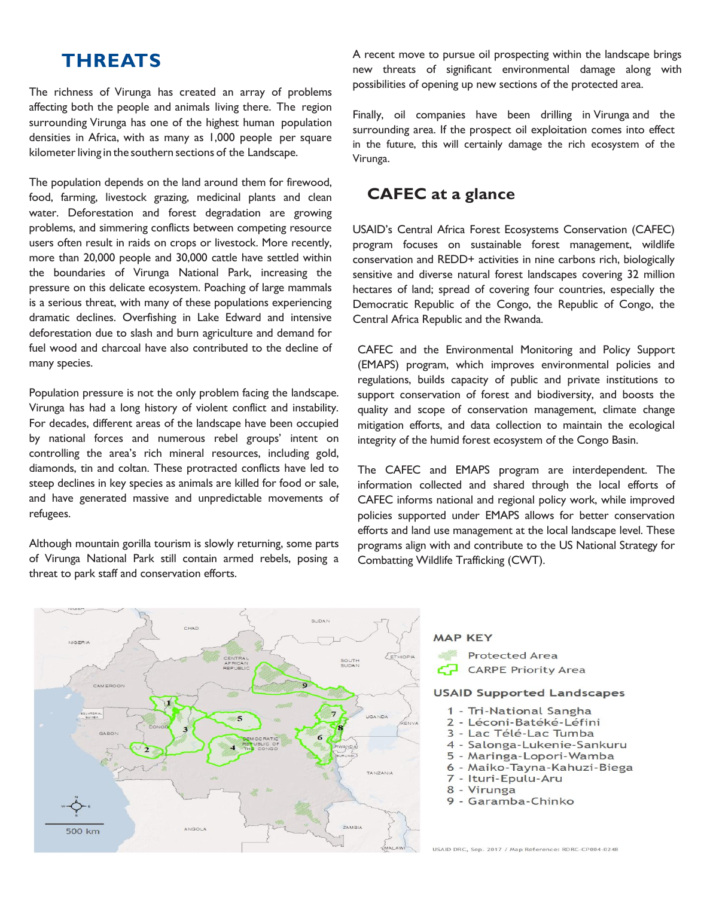## THREATS

The richness of Virunga has created an array of problems affecting both the people and animals living there. The region surrounding Virunga has one of the highest human population densities in Africa, with as many as 1,000 people per square kilometer living in the southern sections of the Landscape.

The population depends on the land around them for firewood, food, farming, livestock grazing, medicinal plants and clean water. Deforestation and forest degradation are growing problems, and simmering conflicts between competing resource users often result in raids on crops or livestock. More recently, more than 20,000 people and 30,000 cattle have settled within the boundaries of Virunga National Park, increasing the pressure on this delicate ecosystem. Poaching of large mammals is a serious threat, with many of these populations experiencing dramatic declines. Overfishing in Lake Edward and intensive deforestation due to slash and burn agriculture and demand for fuel wood and charcoal have also contributed to the decline of many species.

Population pressure is not the only problem facing the landscape. Virunga has had a long history of violent conflict and instability. For decades, different areas of the landscape have been occupied by national forces and numerous rebel groups' intent on controlling the area's rich mineral resources, including gold, diamonds, tin and coltan. These protracted conflicts have led to steep declines in key species as animals are killed for food or sale, and have generated massive and unpredictable movements of refugees.

Although mountain gorilla tourism is slowly returning, some parts of Virunga National Park still contain armed rebels, posing a threat to park staff and conservation efforts.

A recent move to pursue oil prospecting within the landscape brings new threats of significant environmental damage along with possibilities of opening up new sections of the protected area.

Finally, oil companies have been drilling in Virunga and the surrounding area. If the prospect oil exploitation comes into effect in the future, this will certainly damage the rich ecosystem of the Virunga.

## CAFEC at a glance

USAID's Central Africa Forest Ecosystems Conservation (CAFEC) program focuses on sustainable forest management, wildlife conservation and REDD+ activities in nine carbons rich, biologically sensitive and diverse natural forest landscapes covering 32 million hectares of land; spread of covering four countries, especially the Democratic Republic of the Congo, the Republic of Congo, the Central Africa Republic and the Rwanda.

CAFEC and the Environmental Monitoring and Policy Support (EMAPS) program, which improves environmental policies and regulations, builds capacity of public and private institutions to support conservation of forest and biodiversity, and boosts the quality and scope of conservation management, climate change mitigation efforts, and data collection to maintain the ecological integrity of the humid forest ecosystem of the Congo Basin.

The CAFEC and EMAPS program are interdependent. The information collected and shared through the local efforts of CAFEC informs national and regional policy work, while improved policies supported under EMAPS allows for better conservation efforts and land use management at the local landscape level. These programs align with and contribute to the US National Strategy for Combatting Wildlife Trafficking (CWT).

**MAP KEY**

- Protected Area
- CARPE Priority Area

**USAID Supported Landscapes**

1 - Tri-National Sangha
2 - Léconi-Batéké-Léfini
3 - Lac Télé-Lac Tumba
4 - Salonga-Lukenie-Sankuru
5 - Maringa-Lopori-Wamba
6 - Maiko-Tayna-Kahuzi-Biega
7 - Ituri-Epulu-Aru
8 - Virunga
9 - Garamba-Chinko

USAID DRC, Sep. 2017 / Map Reference: RDRC-CP004-0248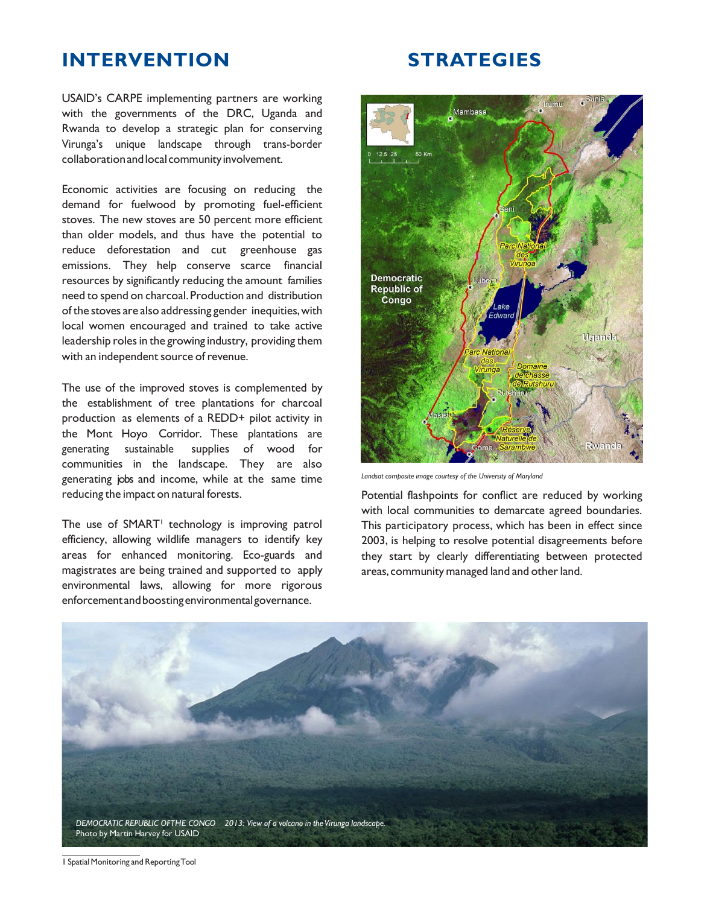# INTERVENTION STRATEGIES

USAID's CARPE implementing partners are working with the governments of the DRC, Uganda and Rwanda to develop a strategic plan for conserving Virunga's unique landscape through trans-border collaboration and local community involvement.

Economic activities are focusing on reducing the demand for fuelwood by promoting fuel-efficient stoves. The new stoves are 50 percent more efficient than older models, and thus have the potential to reduce deforestation and cut greenhouse gas emissions. They help conserve scarce financial resources by significantly reducing the amount families need to spend on charcoal. Production and distribution of the stoves are also addressing gender inequities, with local women encouraged and trained to take active leadership roles in the growing industry, providing them with an independent source of revenue.

The use of the improved stoves is complemented by the establishment of tree plantations for charcoal production as elements of a REDD+ pilot activity in the Mont Hoyo Corridor. These plantations are generating sustainable supplies of wood for communities in the landscape. They are also generating jobs and income, while at the same time reducing the impact on natural forests.

The use of SMART[1] technology is improving patrol efficiency, allowing wildlife managers to identify key areas for enhanced monitoring. Eco-guards and magistrates are being trained and supported to apply environmental laws, allowing for more rigorous enforcement and boosting environmental governance.

*Landsat composite image courtesy of the University of Maryland*

Potential flashpoints for conflict are reduced by working with local communities to demarcate agreed boundaries. This participatory process, which has been in effect since 2003, is helping to resolve potential disagreements before they start by clearly differentiating between protected areas, community managed land and other land.

*DEMOCRATIC REPUBLIC OF THE CONGO 2013: View of a volcano in the Virunga landscape.*
Photo by Martin Harvey for USAID

1 Spatial Monitoring and Reporting Tool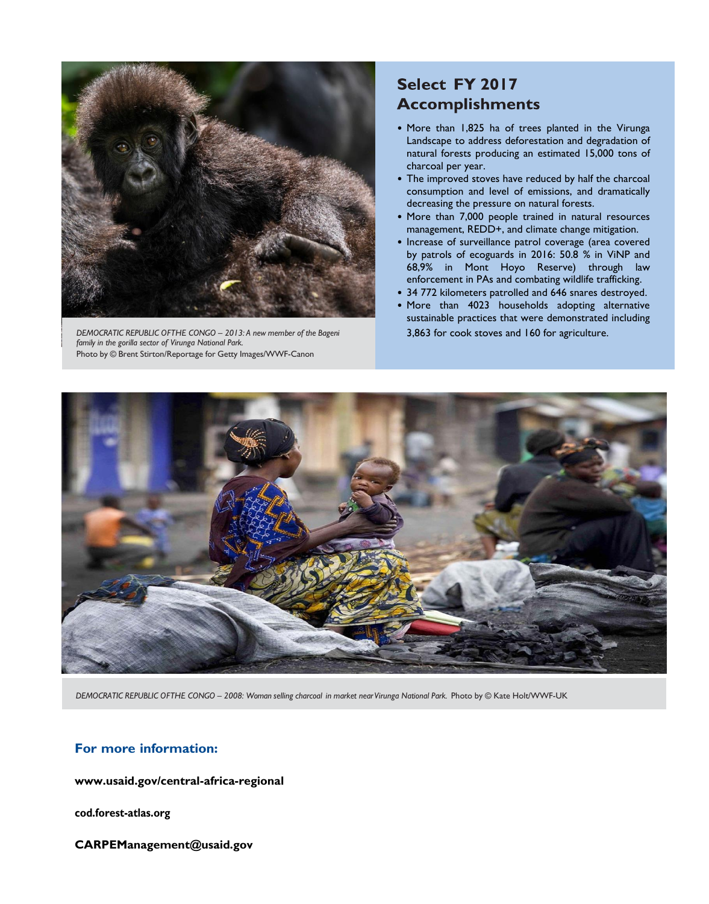*DEMOCRATIC REPUBLIC OFTHE CONGO – 2013: A new member of the Bageni family in the gorilla sector of Virunga National Park.*
Photo by © Brent Stirton/Reportage for Getty Images/WWF-Canon

## Select FY 2017 Accomplishments

- More than 1,825 ha of trees planted in the Virunga Landscape to address deforestation and degradation of natural forests producing an estimated 15,000 tons of charcoal per year.
- The improved stoves have reduced by half the charcoal consumption and level of emissions, and dramatically decreasing the pressure on natural forests.
- More than 7,000 people trained in natural resources management, REDD+, and climate change mitigation.
- Increase of surveillance patrol coverage (area covered by patrols of ecoguards in 2016: 50.8 % in ViNP and 68,9% in Mont Hoyo Reserve) through law enforcement in PAs and combating wildlife trafficking.
- 34 772 kilometers patrolled and 646 snares destroyed.
- More than 4023 households adopting alternative sustainable practices that were demonstrated including 3,863 for cook stoves and 160 for agriculture.

*DEMOCRATIC REPUBLIC OFTHE CONGO – 2008: Woman selling charcoal in market near Virunga National Park.* Photo by © Kate Holt/WWF-UK

### For more information:

**www.usaid.gov/central-africa-regional**

**cod.forest-atlas.org**

**CARPEManagement@usaid.gov**